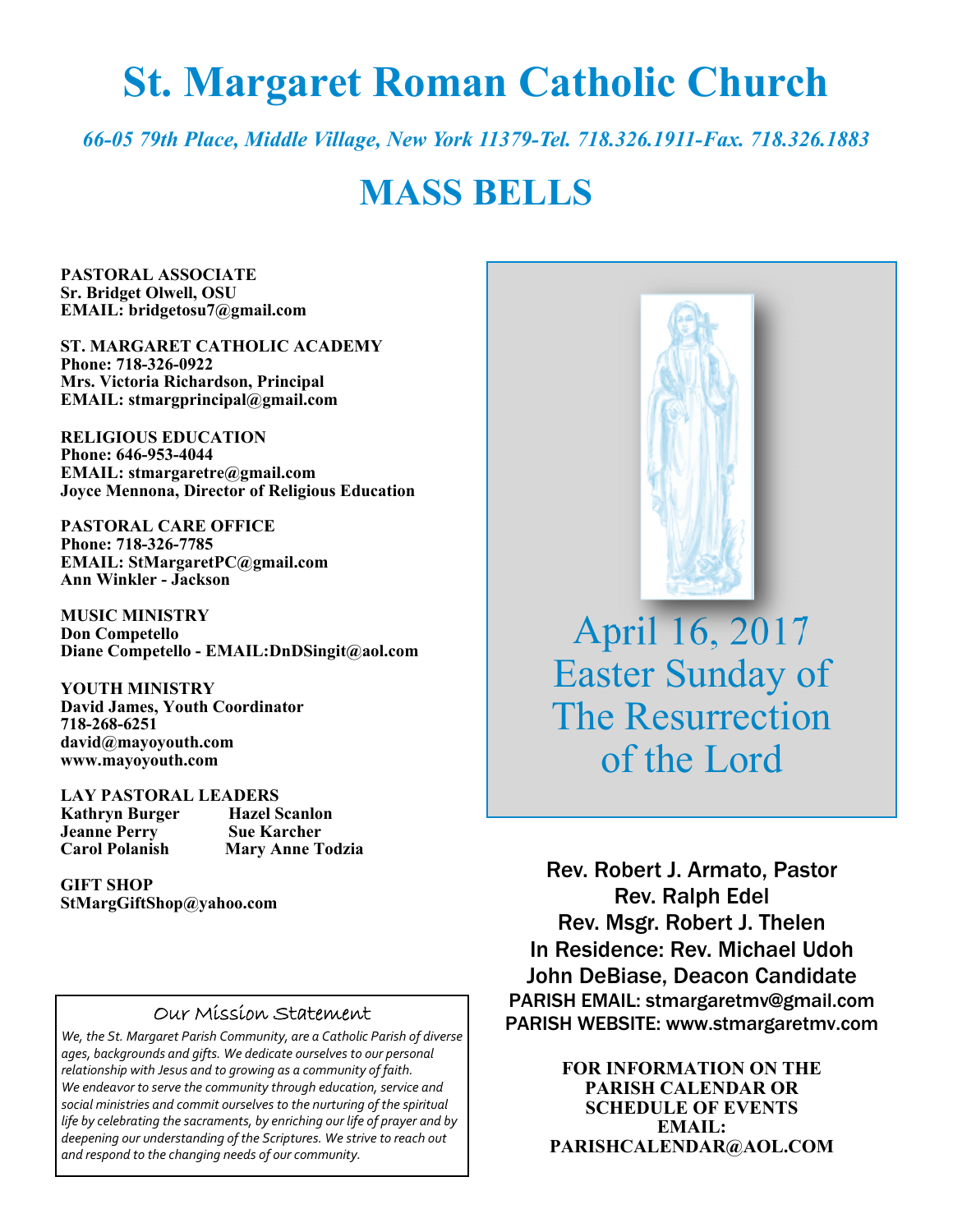# St. Margaret Roman Catholic Church

*66-05 79th Place, Middle Village, New York 11379-Tel. 718.326.1911-Fax. 718.326.1883*

# MASS BELLS

**PASTORAL ASSOCIATE**
**Sr. Bridget Olwell, OSU**
**EMAIL: bridgetosu7@gmail.com**

**ST. MARGARET CATHOLIC ACADEMY**
**Phone: 718-326-0922**
**Mrs. Victoria Richardson, Principal**
**EMAIL: stmargprincipal@gmail.com**

**RELIGIOUS EDUCATION**
**Phone: 646-953-4044**
**EMAIL: stmargaretre@gmail.com**
**Joyce Mennona, Director of Religious Education**

**PASTORAL CARE OFFICE**
**Phone: 718-326-7785**
**EMAIL: StMargaretPC@gmail.com**
**Ann Winkler - Jackson**

**MUSIC MINISTRY**
**Don Competello**
**Diane Competello - EMAIL:DnDSingit@aol.com**

**YOUTH MINISTRY**
**David James, Youth Coordinator**
**718-268-6251**
**david@mayoyouth.com**
**www.mayoyouth.com**

**LAY PASTORAL LEADERS**

| | |
|---|---|
| **Kathryn Burger** | **Hazel Scanlon** |
| **Jeanne Perry** | **Sue Karcher** |
| **Carol Polanish** | **Mary Anne Todzia** |

**GIFT SHOP**
**StMargGiftShop@yahoo.com**

### Our Mission Statement

*We, the St. Margaret Parish Community, are a Catholic Parish of diverse ages, backgrounds and gifts. We dedicate ourselves to our personal relationship with Jesus and to growing as a community of faith. We endeavor to serve the community through education, service and social ministries and commit ourselves to the nurturing of the spiritual life by celebrating the sacraments, by enriching our life of prayer and by deepening our understanding of the Scriptures. We strive to reach out and respond to the changing needs of our community.*

## April 16, 2017
## Easter Sunday of The Resurrection of the Lord

Rev. Robert J. Armato, Pastor
Rev. Ralph Edel
Rev. Msgr. Robert J. Thelen
In Residence: Rev. Michael Udoh
John DeBiase, Deacon Candidate
PARISH EMAIL: stmargaretmv@gmail.com
PARISH WEBSITE: www.stmargaretmv.com

**FOR INFORMATION ON THE PARISH CALENDAR OR SCHEDULE OF EVENTS EMAIL: PARISHCALENDAR@AOL.COM**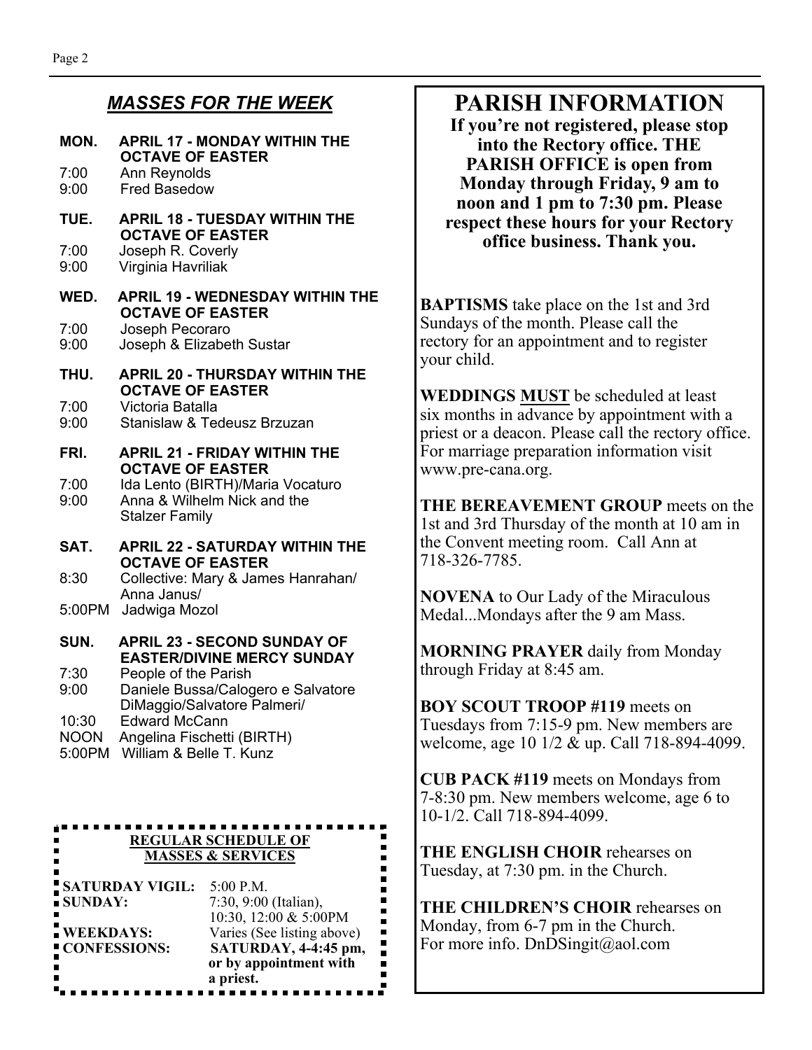## *MASSES FOR THE WEEK*

**MON. APRIL 17 - MONDAY WITHIN THE OCTAVE OF EASTER**
7:00 Ann Reynolds
9:00 Fred Basedow

**TUE. APRIL 18 - TUESDAY WITHIN THE OCTAVE OF EASTER**
7:00 Joseph R. Coverly
9:00 Virginia Havriliak

**WED. APRIL 19 - WEDNESDAY WITHIN THE OCTAVE OF EASTER**
7:00 Joseph Pecoraro
9:00 Joseph & Elizabeth Sustar

**THU. APRIL 20 - THURSDAY WITHIN THE OCTAVE OF EASTER**
7:00 Victoria Batalla
9:00 Stanislaw & Tedeusz Brzuzan

**FRI. APRIL 21 - FRIDAY WITHIN THE OCTAVE OF EASTER**
7:00 Ida Lento (BIRTH)/Maria Vocaturo
9:00 Anna & Wilhelm Nick and the Stalzer Family

**SAT. APRIL 22 - SATURDAY WITHIN THE OCTAVE OF EASTER**
8:30 Collective: Mary & James Hanrahan/ Anna Janus/
5:00PM Jadwiga Mozol

**SUN. APRIL 23 - SECOND SUNDAY OF EASTER/DIVINE MERCY SUNDAY**
7:30 People of the Parish
9:00 Daniele Bussa/Calogero e Salvatore DiMaggio/Salvatore Palmeri/
10:30 Edward McCann
NOON Angelina Fischetti (BIRTH)
5:00PM William & Belle T. Kunz

**REGULAR SCHEDULE OF MASSES & SERVICES**

| | |
|---|---|
| **SATURDAY VIGIL:** | 5:00 P.M. |
| **SUNDAY:** | 7:30, 9:00 (Italian), 10:30, 12:00 & 5:00PM |
| **WEEKDAYS:** | Varies (See listing above) |
| **CONFESSIONS:** | **SATURDAY, 4-4:45 pm, or by appointment with a priest.** |

# PARISH INFORMATION

**If you're not registered, please stop into the Rectory office. THE PARISH OFFICE is open from Monday through Friday, 9 am to noon and 1 pm to 7:30 pm. Please respect these hours for your Rectory office business. Thank you.**

**BAPTISMS** take place on the 1st and 3rd Sundays of the month. Please call the rectory for an appointment and to register your child.

**WEDDINGS MUST** be scheduled at least six months in advance by appointment with a priest or a deacon. Please call the rectory office. For marriage preparation information visit www.pre-cana.org.

**THE BEREAVEMENT GROUP** meets on the 1st and 3rd Thursday of the month at 10 am in the Convent meeting room. Call Ann at 718-326-7785.

**NOVENA** to Our Lady of the Miraculous Medal...Mondays after the 9 am Mass.

**MORNING PRAYER** daily from Monday through Friday at 8:45 am.

**BOY SCOUT TROOP #119** meets on Tuesdays from 7:15-9 pm. New members are welcome, age 10 1/2 & up. Call 718-894-4099.

**CUB PACK #119** meets on Mondays from 7-8:30 pm. New members welcome, age 6 to 10-1/2. Call 718-894-4099.

**THE ENGLISH CHOIR** rehearses on Tuesday, at 7:30 pm. in the Church.

**THE CHILDREN'S CHOIR** rehearses on Monday, from 6-7 pm in the Church. For more info. DnDSingit@aol.com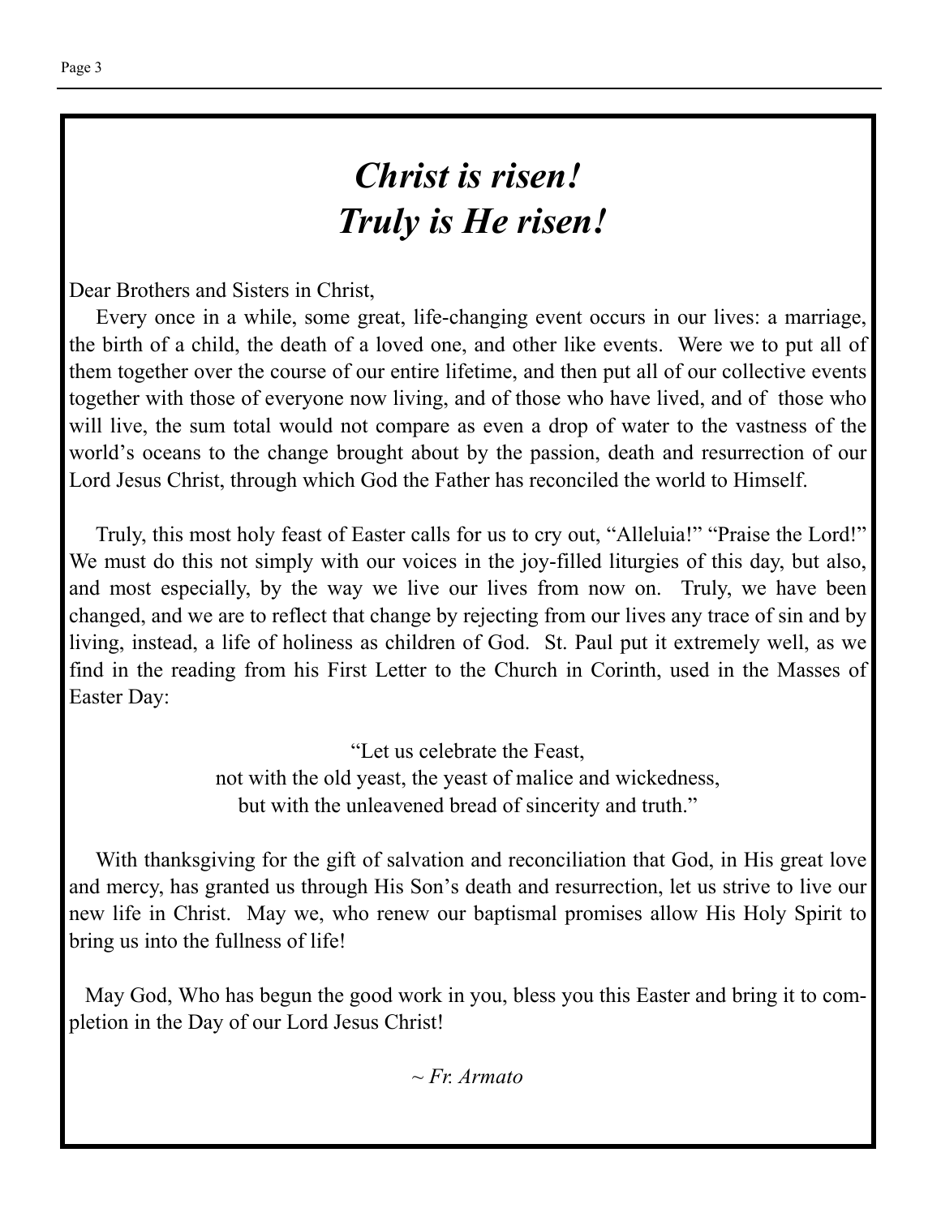# *Christ is risen!*
# *Truly is He risen!*

Dear Brothers and Sisters in Christ,

Every once in a while, some great, life-changing event occurs in our lives: a marriage, the birth of a child, the death of a loved one, and other like events. Were we to put all of them together over the course of our entire lifetime, and then put all of our collective events together with those of everyone now living, and of those who have lived, and of those who will live, the sum total would not compare as even a drop of water to the vastness of the world's oceans to the change brought about by the passion, death and resurrection of our Lord Jesus Christ, through which God the Father has reconciled the world to Himself.

Truly, this most holy feast of Easter calls for us to cry out, "Alleluia!" "Praise the Lord!" We must do this not simply with our voices in the joy-filled liturgies of this day, but also, and most especially, by the way we live our lives from now on. Truly, we have been changed, and we are to reflect that change by rejecting from our lives any trace of sin and by living, instead, a life of holiness as children of God. St. Paul put it extremely well, as we find in the reading from his First Letter to the Church in Corinth, used in the Masses of Easter Day:

"Let us celebrate the Feast,
not with the old yeast, the yeast of malice and wickedness,
but with the unleavened bread of sincerity and truth."

With thanksgiving for the gift of salvation and reconciliation that God, in His great love and mercy, has granted us through His Son's death and resurrection, let us strive to live our new life in Christ. May we, who renew our baptismal promises allow His Holy Spirit to bring us into the fullness of life!

May God, Who has begun the good work in you, bless you this Easter and bring it to completion in the Day of our Lord Jesus Christ!

*~ Fr. Armato*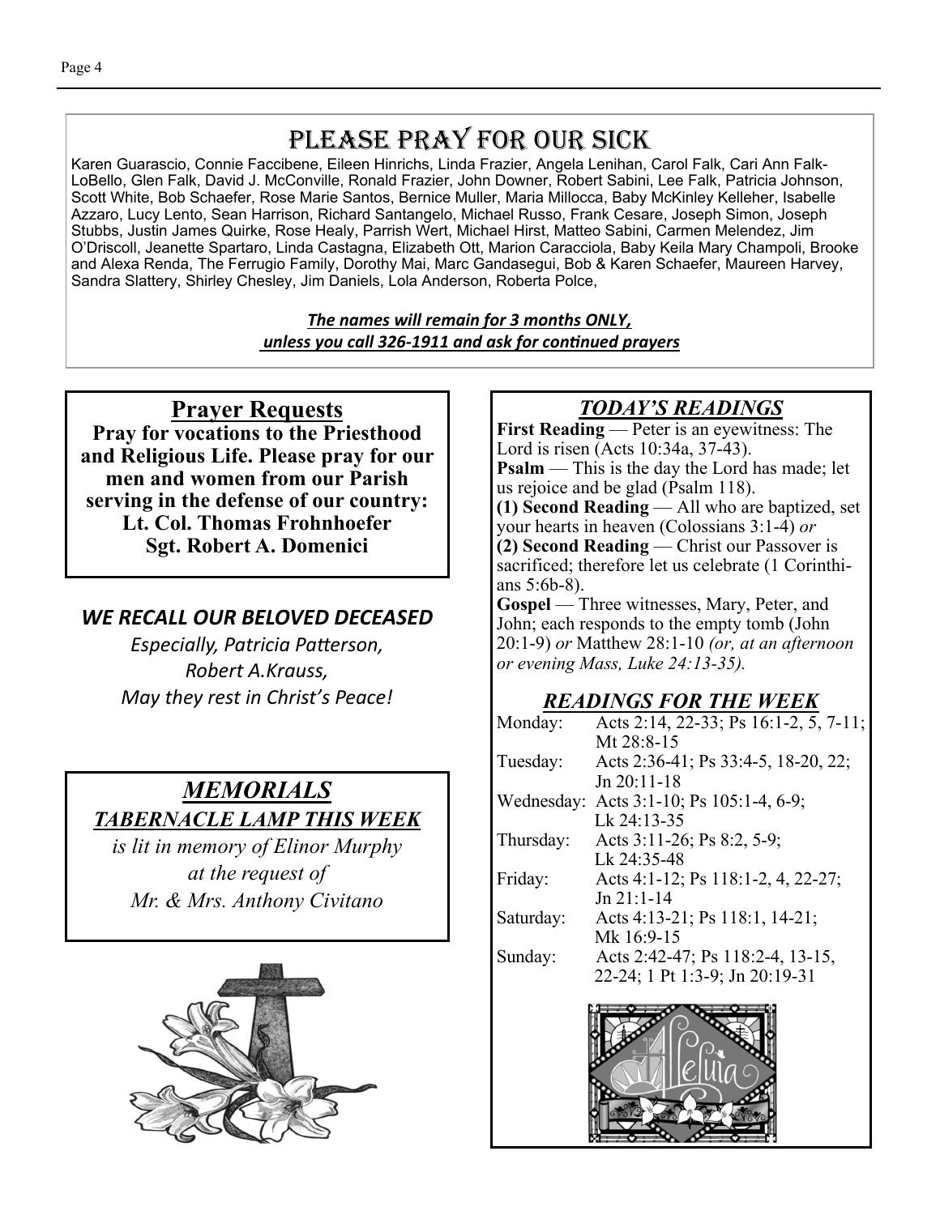# PLEASE PRAY FOR OUR SICK

Karen Guarascio, Connie Faccibene, Eileen Hinrichs, Linda Frazier, Angela Lenihan, Carol Falk, Cari Ann Falk-LoBello, Glen Falk, David J. McConville, Ronald Frazier, John Downer, Robert Sabini, Lee Falk, Patricia Johnson, Scott White, Bob Schaefer, Rose Marie Santos, Bernice Muller, Maria Millocca, Baby McKinley Kelleher, Isabelle Azzaro, Lucy Lento, Sean Harrison, Richard Santangelo, Michael Russo, Frank Cesare, Joseph Simon, Joseph Stubbs, Justin James Quirke, Rose Healy, Parrish Wert, Michael Hirst, Matteo Sabini, Carmen Melendez, Jim O'Driscoll, Jeanette Spartaro, Linda Castagna, Elizabeth Ott, Marion Caracciola, Baby Keila Mary Champoli, Brooke and Alexa Renda, The Ferrugio Family, Dorothy Mai, Marc Gandasegui, Bob & Karen Schaefer, Maureen Harvey, Sandra Slattery, Shirley Chesley, Jim Daniels, Lola Anderson, Roberta Polce,

***The names will remain for 3 months ONLY, unless you call 326-1911 and ask for continued prayers***

## Prayer Requests

**Pray for vocations to the Priesthood and Religious Life. Please pray for our men and women from our Parish serving in the defense of our country:**
**Lt. Col. Thomas Frohnhoefer**
**Sgt. Robert A. Domenici**

## *WE RECALL OUR BELOVED DECEASED*

*Especially, Patricia Patterson,*
*Robert A.Krauss,*
*May they rest in Christ's Peace!*

## *MEMORIALS*

***TABERNACLE LAMP THIS WEEK***

*is lit in memory of Elinor Murphy*
*at the request of*
*Mr. & Mrs. Anthony Civitano*

## *TODAY'S READINGS*

**First Reading** — Peter is an eyewitness: The Lord is risen (Acts 10:34a, 37-43).
**Psalm** — This is the day the Lord has made; let us rejoice and be glad (Psalm 118).
**(1) Second Reading** — All who are baptized, set your hearts in heaven (Colossians 3:1-4) *or*
**(2) Second Reading** — Christ our Passover is sacrificed; therefore let us celebrate (1 Corinthians 5:6b-8).
**Gospel** — Three witnesses, Mary, Peter, and John; each responds to the empty tomb (John 20:1-9) *or* Matthew 28:1-10 *(or, at an afternoon or evening Mass, Luke 24:13-35).*

## *READINGS FOR THE WEEK*

| | |
|---|---|
| Monday: | Acts 2:14, 22-33; Ps 16:1-2, 5, 7-11; Mt 28:8-15 |
| Tuesday: | Acts 2:36-41; Ps 33:4-5, 18-20, 22; Jn 20:11-18 |
| Wednesday: | Acts 3:1-10; Ps 105:1-4, 6-9; Lk 24:13-35 |
| Thursday: | Acts 3:11-26; Ps 8:2, 5-9; Lk 24:35-48 |
| Friday: | Acts 4:1-12; Ps 118:1-2, 4, 22-27; Jn 21:1-14 |
| Saturday: | Acts 4:13-21; Ps 118:1, 14-21; Mk 16:9-15 |
| Sunday: | Acts 2:42-47; Ps 118:2-4, 13-15, 22-24; 1 Pt 1:3-9; Jn 20:19-31 |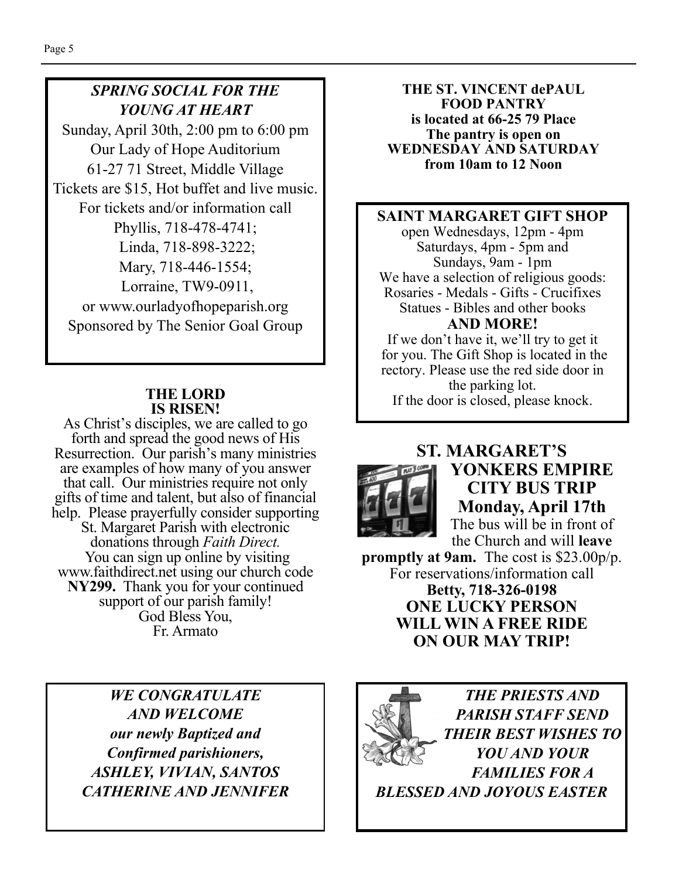### *SPRING SOCIAL FOR THE YOUNG AT HEART*

Sunday, April 30th, 2:00 pm to 6:00 pm
Our Lady of Hope Auditorium
61-27 71 Street, Middle Village
Tickets are $15, Hot buffet and live music.
For tickets and/or information call
Phyllis, 718-478-4741;
Linda, 718-898-3222;
Mary, 718-446-1554;
Lorraine, TW9-0911,
or www.ourladyofhopeparish.org
Sponsored by The Senior Goal Group

### THE LORD IS RISEN!

As Christ's disciples, we are called to go forth and spread the good news of His Resurrection. Our parish's many ministries are examples of how many of you answer that call. Our ministries require not only gifts of time and talent, but also of financial help. Please prayerfully consider supporting St. Margaret Parish with electronic donations through *Faith Direct.* You can sign up online by visiting www.faithdirect.net using our church code **NY299.** Thank you for your continued support of our parish family!
God Bless You,
Fr. Armato

***WE CONGRATULATE AND WELCOME our newly Baptized and Confirmed parishioners, ASHLEY, VIVIAN, SANTOS CATHERINE AND JENNIFER***

**THE ST. VINCENT dePAUL FOOD PANTRY is located at 66-25 79 Place
The pantry is open on WEDNESDAY AND SATURDAY from 10am to 12 Noon**

### SAINT MARGARET GIFT SHOP

open Wednesdays, 12pm - 4pm
Saturdays, 4pm - 5pm and
Sundays, 9am - 1pm
We have a selection of religious goods:
Rosaries - Medals - Gifts - Crucifixes
Statues - Bibles and other books
**AND MORE!**
If we don't have it, we'll try to get it for you. The Gift Shop is located in the rectory. Please use the red side door in the parking lot.
If the door is closed, please knock.

### ST. MARGARET'S YONKERS EMPIRE CITY BUS TRIP
### Monday, April 17th

The bus will be in front of the Church and will **leave promptly at 9am.** The cost is $23.00p/p.
For reservations/information call
**Betty, 718-326-0198**
**ONE LUCKY PERSON WILL WIN A FREE RIDE ON OUR MAY TRIP!**

***THE PRIESTS AND PARISH STAFF SEND THEIR BEST WISHES TO YOU AND YOUR FAMILIES FOR A BLESSED AND JOYOUS EASTER***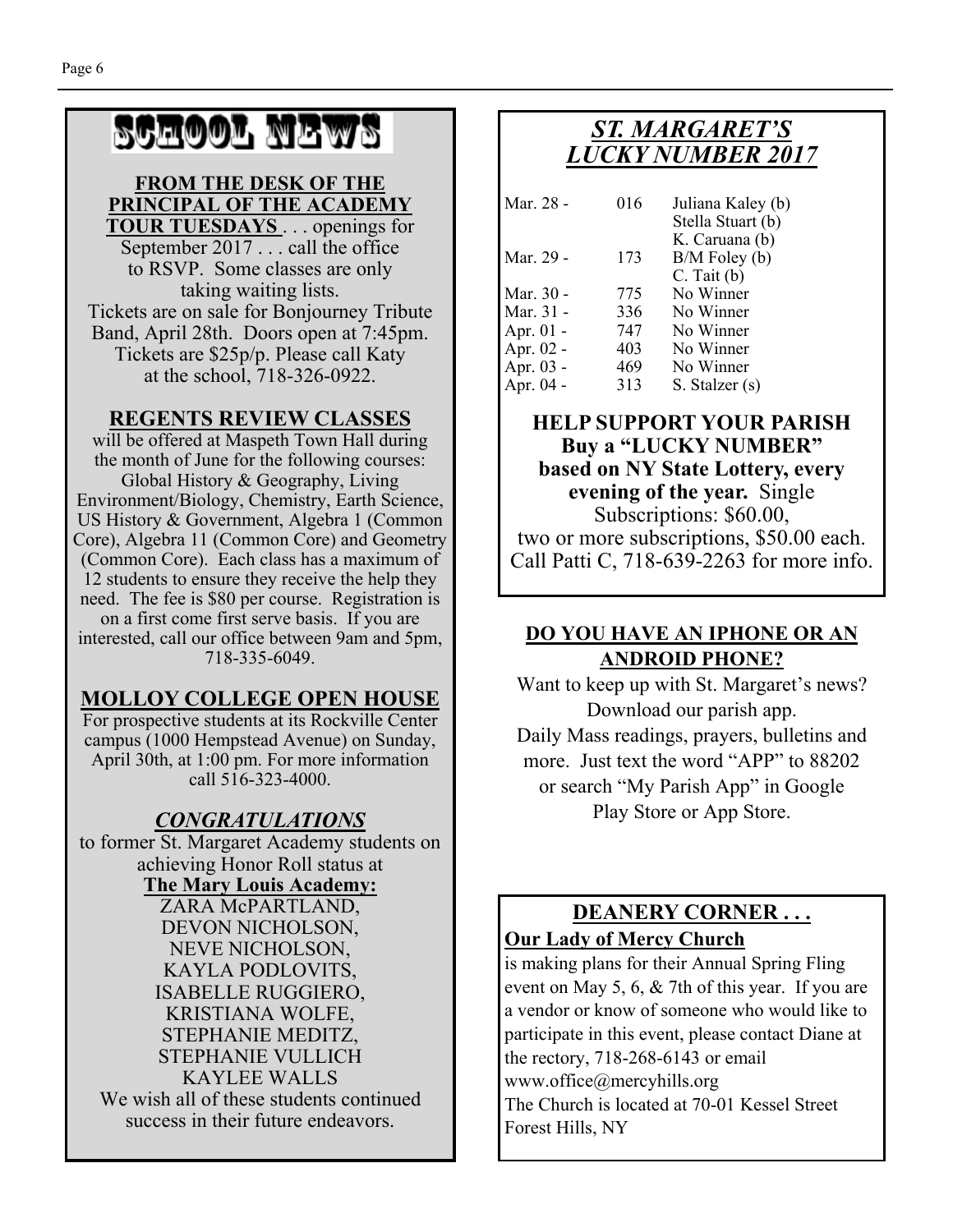# SCHOOL NEWS

**FROM THE DESK OF THE PRINCIPAL OF THE ACADEMY**

**TOUR TUESDAYS** . . . openings for September 2017 . . . call the office to RSVP. Some classes are only taking waiting lists.

Tickets are on sale for Bonjourney Tribute Band, April 28th. Doors open at 7:45pm. Tickets are $25p/p. Please call Katy at the school, 718-326-0922.

## REGENTS REVIEW CLASSES

will be offered at Maspeth Town Hall during the month of June for the following courses: Global History & Geography, Living Environment/Biology, Chemistry, Earth Science, US History & Government, Algebra 1 (Common Core), Algebra 11 (Common Core) and Geometry (Common Core). Each class has a maximum of 12 students to ensure they receive the help they need. The fee is $80 per course. Registration is on a first come first serve basis. If you are interested, call our office between 9am and 5pm, 718-335-6049.

## MOLLOY COLLEGE OPEN HOUSE

For prospective students at its Rockville Center campus (1000 Hempstead Avenue) on Sunday, April 30th, at 1:00 pm. For more information call 516-323-4000.

## *CONGRATULATIONS*

to former St. Margaret Academy students on achieving Honor Roll status at

**The Mary Louis Academy:**

ZARA McPARTLAND,
DEVON NICHOLSON,
NEVE NICHOLSON,
KAYLA PODLOVITS,
ISABELLE RUGGIERO,
KRISTIANA WOLFE,
STEPHANIE MEDITZ,
STEPHANIE VULLICH
KAYLEE WALLS

We wish all of these students continued success in their future endeavors.

## *ST. MARGARET'S LUCKY NUMBER 2017*

| Date | Number | Winner |
|---|---|---|
| Mar. 28 - | 016 | Juliana Kaley (b)<br>Stella Stuart (b)<br>K. Caruana (b) |
| Mar. 29 - | 173 | B/M Foley (b)<br>C. Tait (b) |
| Mar. 30 - | 775 | No Winner |
| Mar. 31 - | 336 | No Winner |
| Apr. 01 - | 747 | No Winner |
| Apr. 02 - | 403 | No Winner |
| Apr. 03 - | 469 | No Winner |
| Apr. 04 - | 313 | S. Stalzer (s) |

**HELP SUPPORT YOUR PARISH Buy a "LUCKY NUMBER" based on NY State Lottery, every evening of the year.** Single Subscriptions: $60.00, two or more subscriptions, $50.00 each. Call Patti C, 718-639-2263 for more info.

**DO YOU HAVE AN IPHONE OR AN ANDROID PHONE?**

Want to keep up with St. Margaret's news? Download our parish app. Daily Mass readings, prayers, bulletins and more. Just text the word "APP" to 88202 or search "My Parish App" in Google Play Store or App Store.

## DEANERY CORNER . . .

**Our Lady of Mercy Church**

is making plans for their Annual Spring Fling event on May 5, 6, & 7th of this year. If you are a vendor or know of someone who would like to participate in this event, please contact Diane at the rectory, 718-268-6143 or email www.office@mercyhills.org

The Church is located at 70-01 Kessel Street Forest Hills, NY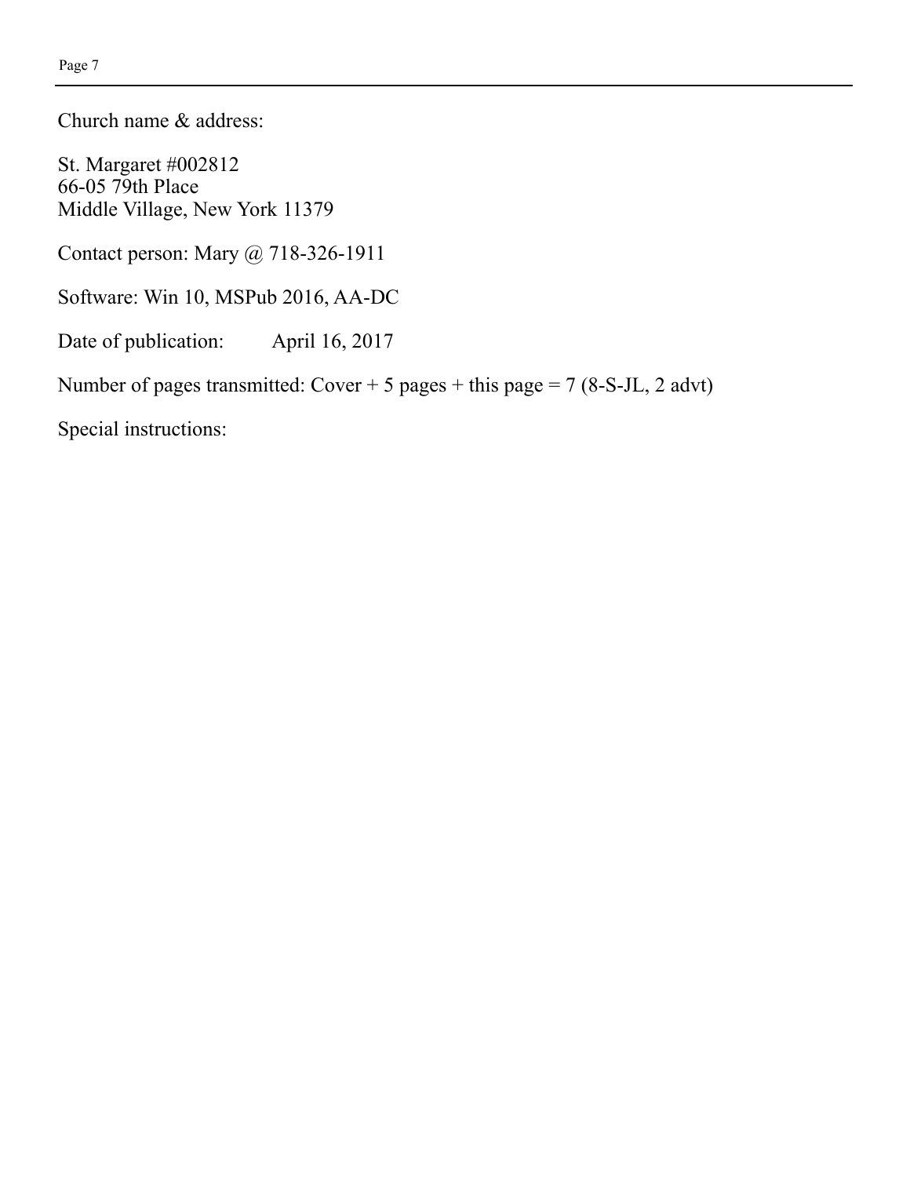Church name & address:

St. Margaret #002812
66-05 79th Place
Middle Village, New York 11379

Contact person: Mary @ 718-326-1911

Software: Win 10, MSPub 2016, AA-DC

Date of publication: April 16, 2017

Number of pages transmitted: Cover + 5 pages + this page = 7 (8-S-JL, 2 advt)

Special instructions: